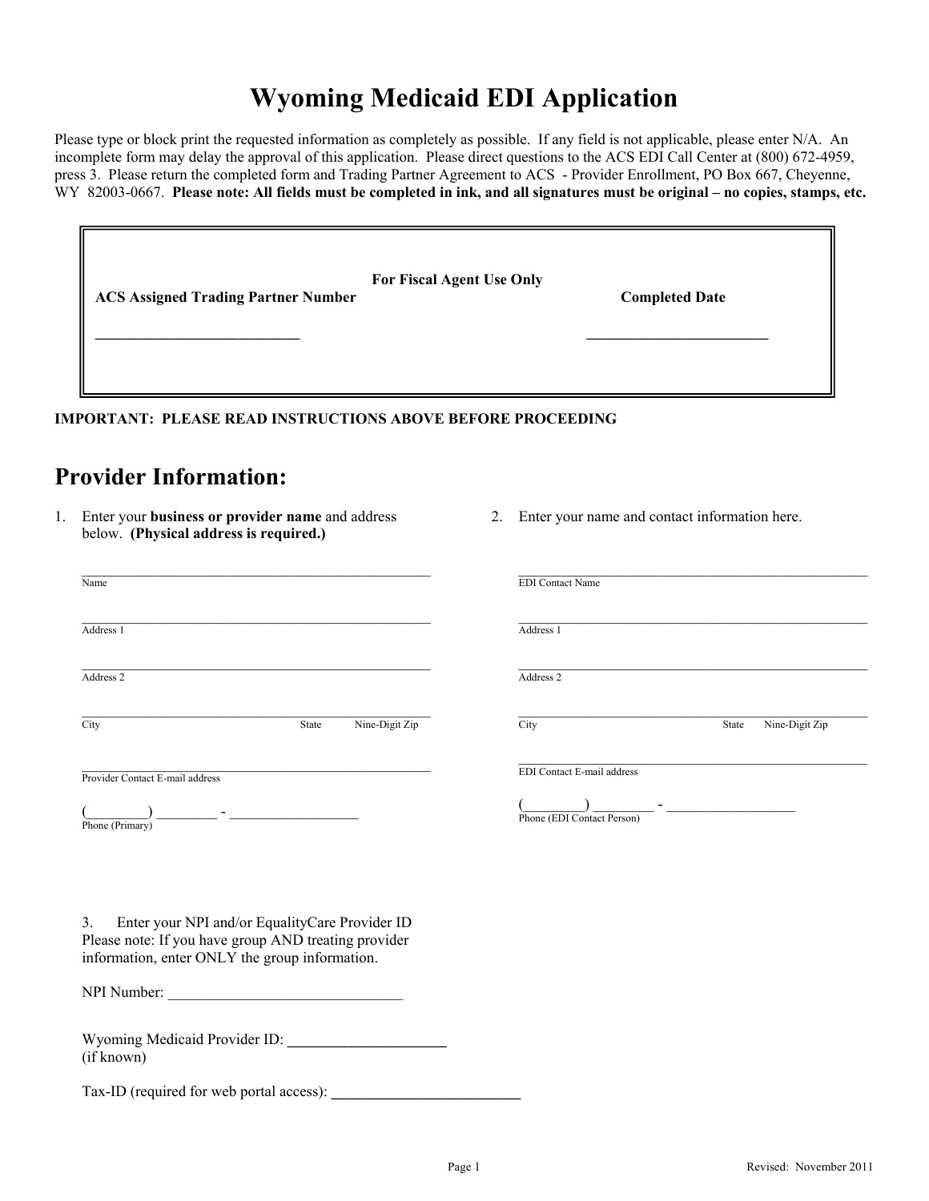# Wyoming Medicaid EDI Application

Please type or block print the requested information as completely as possible. If any field is not applicable, please enter N/A. An incomplete form may delay the approval of this application. Please direct questions to the ACS EDI Call Center at (800) 672-4959, press 3. Please return the completed form and Trading Partner Agreement to ACS - Provider Enrollment, PO Box 667, Cheyenne, WY 82003-0667. **Please note: All fields must be completed in ink, and all signatures must be original – no copies, stamps, etc.**

**For Fiscal Agent Use Only**

**ACS Assigned Trading Partner Number** ____________________________

**Completed Date** __________________________

**IMPORTANT: PLEASE READ INSTRUCTIONS ABOVE BEFORE PROCEEDING**

## Provider Information:

1. Enter your **business or provider name** and address below. **(Physical address is required.)**

_____________________________________________
Name

_____________________________________________
Address 1

_____________________________________________
Address 2

_____________________________________________
City State Nine-Digit Zip

_____________________________________________
Provider Contact E-mail address

(________) ________ - __________________
Phone (Primary)

2. Enter your name and contact information here.

_____________________________________________
EDI Contact Name

_____________________________________________
Address 1

_____________________________________________
Address 2

_____________________________________________
City State Nine-Digit Zip

_____________________________________________
EDI Contact E-mail address

(________) ________ - __________________
Phone (EDI Contact Person)

3. Enter your NPI and/or EqualityCare Provider ID
Please note: If you have group AND treating provider information, enter ONLY the group information.

NPI Number: ________________________________

Wyoming Medicaid Provider ID: ______________________
(if known)

Tax-ID (required for web portal access): __________________________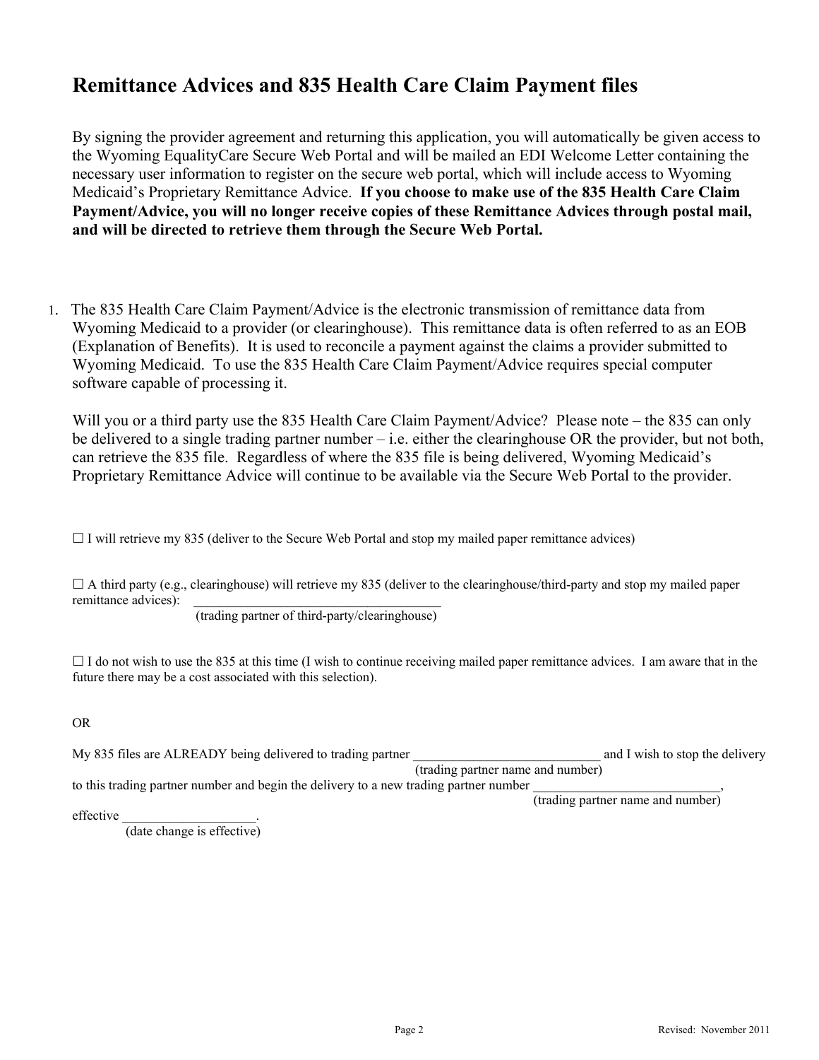# Remittance Advices and 835 Health Care Claim Payment files

By signing the provider agreement and returning this application, you will automatically be given access to the Wyoming EqualityCare Secure Web Portal and will be mailed an EDI Welcome Letter containing the necessary user information to register on the secure web portal, which will include access to Wyoming Medicaid's Proprietary Remittance Advice. **If you choose to make use of the 835 Health Care Claim Payment/Advice, you will no longer receive copies of these Remittance Advices through postal mail, and will be directed to retrieve them through the Secure Web Portal.**

1. The 835 Health Care Claim Payment/Advice is the electronic transmission of remittance data from Wyoming Medicaid to a provider (or clearinghouse). This remittance data is often referred to as an EOB (Explanation of Benefits). It is used to reconcile a payment against the claims a provider submitted to Wyoming Medicaid. To use the 835 Health Care Claim Payment/Advice requires special computer software capable of processing it.

   Will you or a third party use the 835 Health Care Claim Payment/Advice? Please note – the 835 can only be delivered to a single trading partner number – i.e. either the clearinghouse OR the provider, but not both, can retrieve the 835 file. Regardless of where the 835 file is being delivered, Wyoming Medicaid's Proprietary Remittance Advice will continue to be available via the Secure Web Portal to the provider.

☐ I will retrieve my 835 (deliver to the Secure Web Portal and stop my mailed paper remittance advices)

☐ A third party (e.g., clearinghouse) will retrieve my 835 (deliver to the clearinghouse/third-party and stop my mailed paper remittance advices): ____________________________________
(trading partner of third-party/clearinghouse)

☐ I do not wish to use the 835 at this time (I wish to continue receiving mailed paper remittance advices. I am aware that in the future there may be a cost associated with this selection).

OR

My 835 files are ALREADY being delivered to trading partner ____________________________ and I wish to stop the delivery
(trading partner name and number)
to this trading partner number and begin the delivery to a new trading partner number ____________________________,
(trading partner name and number)
effective ____________________.
(date change is effective)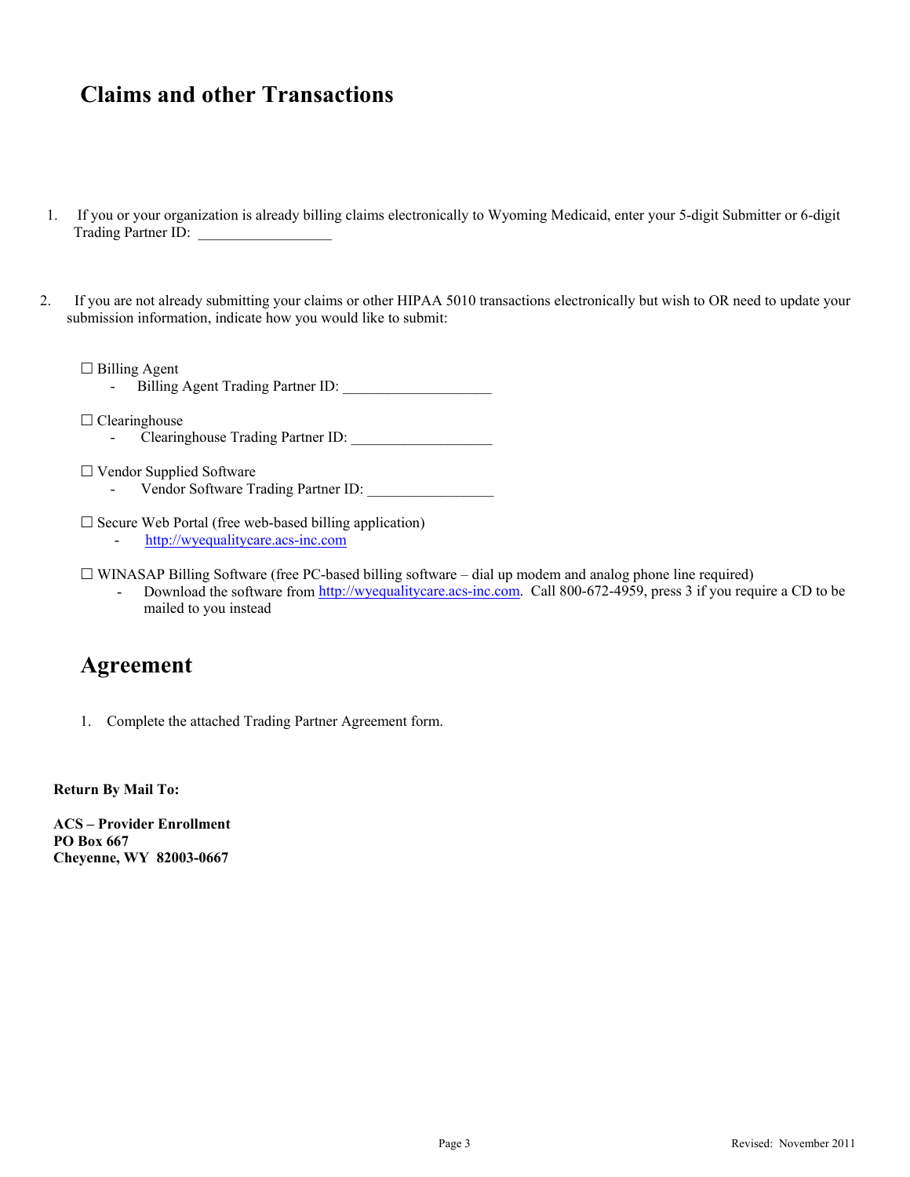## Claims and other Transactions

1. If you or your organization is already billing claims electronically to Wyoming Medicaid, enter your 5-digit Submitter or 6-digit Trading Partner ID: _________________

2. If you are not already submitting your claims or other HIPAA 5010 transactions electronically but wish to OR need to update your submission information, indicate how you would like to submit:

☐ Billing Agent
- Billing Agent Trading Partner ID: ___________________

☐ Clearinghouse
- Clearinghouse Trading Partner ID: __________________

☐ Vendor Supplied Software
- Vendor Software Trading Partner ID: ________________

☐ Secure Web Portal (free web-based billing application)
- http://wyequalitycare.acs-inc.com

☐ WINASAP Billing Software (free PC-based billing software – dial up modem and analog phone line required)
- Download the software from http://wyequalitycare.acs-inc.com. Call 800-672-4959, press 3 if you require a CD to be mailed to you instead

## Agreement

1. Complete the attached Trading Partner Agreement form.

**Return By Mail To:**

**ACS – Provider Enrollment**
**PO Box 667**
**Cheyenne, WY 82003-0667**

Revised: November 2011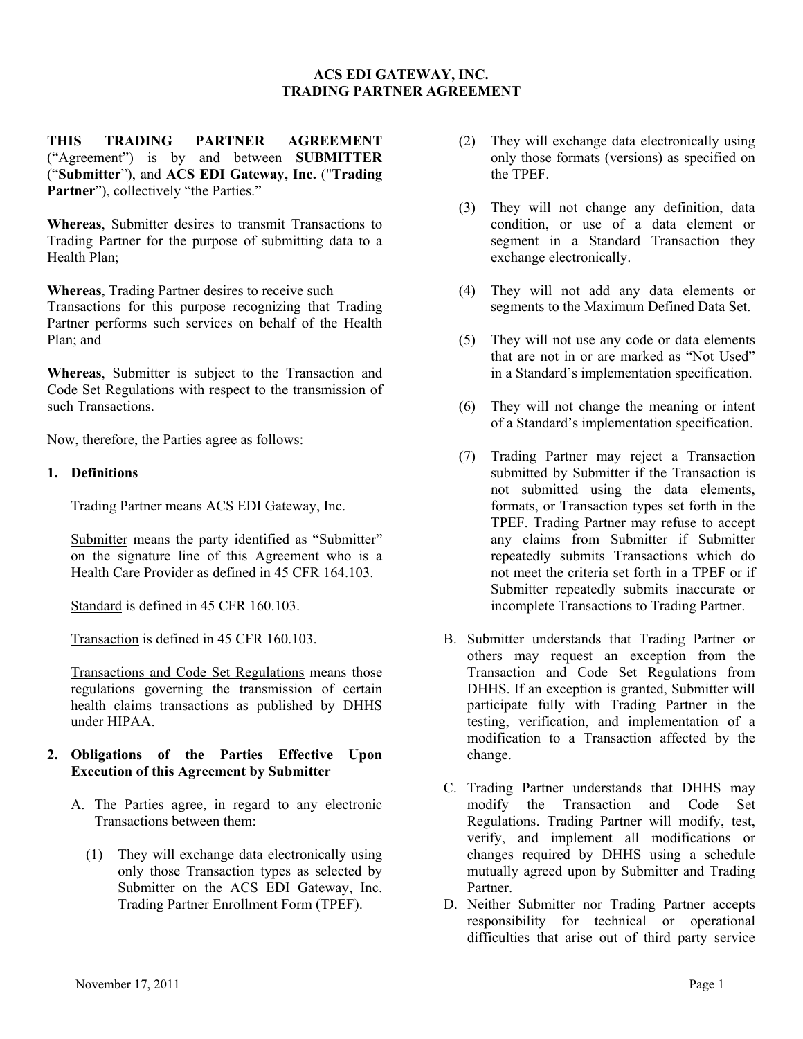**ACS EDI GATEWAY, INC.**
**TRADING PARTNER AGREEMENT**

**THIS TRADING PARTNER AGREEMENT** ("Agreement") is by and between **SUBMITTER** ("**Submitter**"), and **ACS EDI Gateway, Inc.** ("**Trading Partner**"), collectively "the Parties."

**Whereas**, Submitter desires to transmit Transactions to Trading Partner for the purpose of submitting data to a Health Plan;

**Whereas**, Trading Partner desires to receive such Transactions for this purpose recognizing that Trading Partner performs such services on behalf of the Health Plan; and

**Whereas**, Submitter is subject to the Transaction and Code Set Regulations with respect to the transmission of such Transactions.

Now, therefore, the Parties agree as follows:

1. **Definitions**

   Trading Partner means ACS EDI Gateway, Inc.

   Submitter means the party identified as "Submitter" on the signature line of this Agreement who is a Health Care Provider as defined in 45 CFR 164.103.

   Standard is defined in 45 CFR 160.103.

   Transaction is defined in 45 CFR 160.103.

   Transactions and Code Set Regulations means those regulations governing the transmission of certain health claims transactions as published by DHHS under HIPAA.

2. **Obligations of the Parties Effective Upon Execution of this Agreement by Submitter**

   A. The Parties agree, in regard to any electronic Transactions between them:

      (1) They will exchange data electronically using only those Transaction types as selected by Submitter on the ACS EDI Gateway, Inc. Trading Partner Enrollment Form (TPEF).

      (2) They will exchange data electronically using only those formats (versions) as specified on the TPEF.

      (3) They will not change any definition, data condition, or use of a data element or segment in a Standard Transaction they exchange electronically.

      (4) They will not add any data elements or segments to the Maximum Defined Data Set.

      (5) They will not use any code or data elements that are not in or are marked as "Not Used" in a Standard's implementation specification.

      (6) They will not change the meaning or intent of a Standard's implementation specification.

      (7) Trading Partner may reject a Transaction submitted by Submitter if the Transaction is not submitted using the data elements, formats, or Transaction types set forth in the TPEF. Trading Partner may refuse to accept any claims from Submitter if Submitter repeatedly submits Transactions which do not meet the criteria set forth in a TPEF or if Submitter repeatedly submits inaccurate or incomplete Transactions to Trading Partner.

   B. Submitter understands that Trading Partner or others may request an exception from the Transaction and Code Set Regulations from DHHS. If an exception is granted, Submitter will participate fully with Trading Partner in the testing, verification, and implementation of a modification to a Transaction affected by the change.

   C. Trading Partner understands that DHHS may modify the Transaction and Code Set Regulations. Trading Partner will modify, test, verify, and implement all modifications or changes required by DHHS using a schedule mutually agreed upon by Submitter and Trading Partner.

   D. Neither Submitter nor Trading Partner accepts responsibility for technical or operational difficulties that arise out of third party service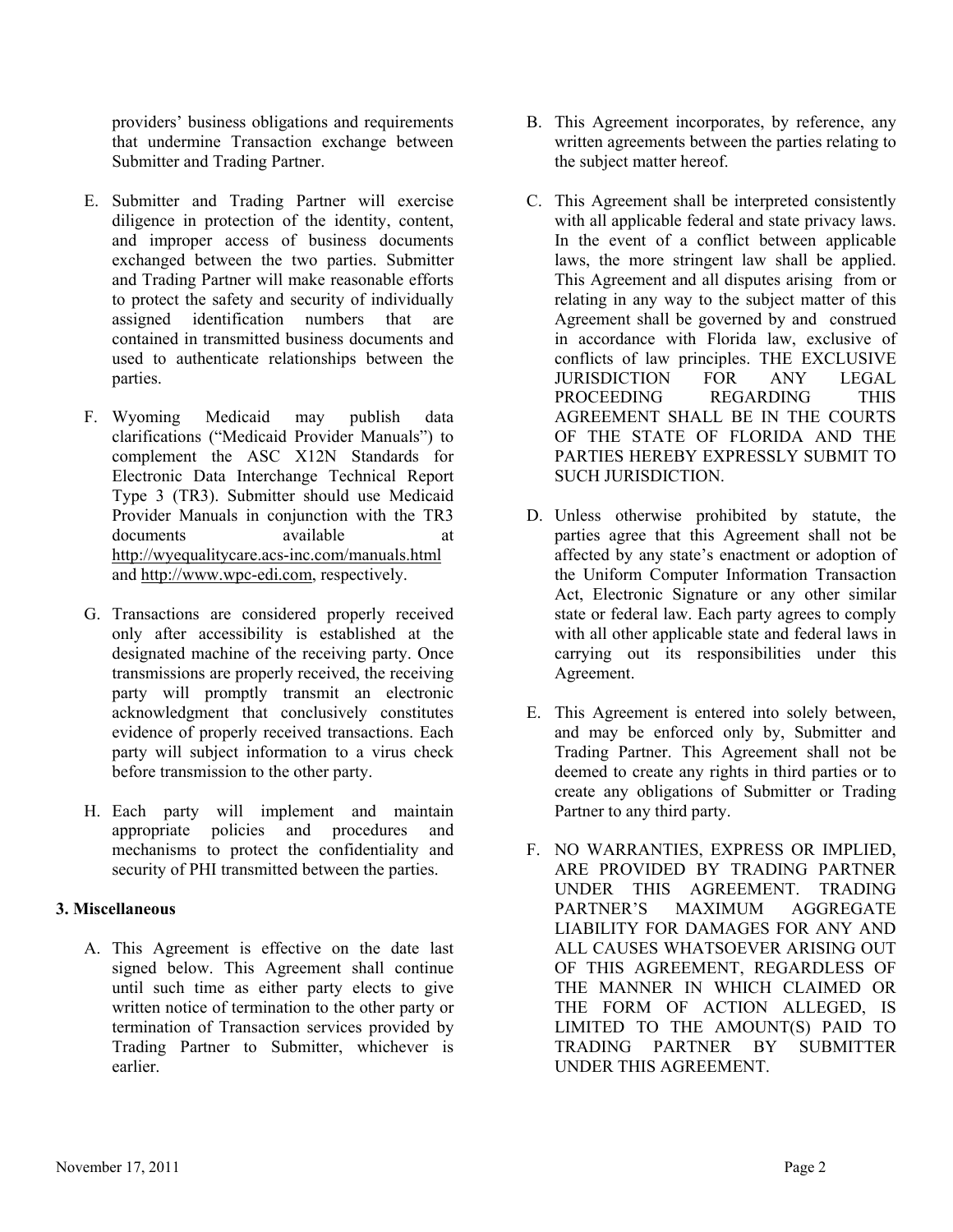providers' business obligations and requirements that undermine Transaction exchange between Submitter and Trading Partner.

E. Submitter and Trading Partner will exercise diligence in protection of the identity, content, and improper access of business documents exchanged between the two parties. Submitter and Trading Partner will make reasonable efforts to protect the safety and security of individually assigned identification numbers that are contained in transmitted business documents and used to authenticate relationships between the parties.

F. Wyoming Medicaid may publish data clarifications ("Medicaid Provider Manuals") to complement the ASC X12N Standards for Electronic Data Interchange Technical Report Type 3 (TR3). Submitter should use Medicaid Provider Manuals in conjunction with the TR3 documents available at http://wyequalitycare.acs-inc.com/manuals.html and http://www.wpc-edi.com, respectively.

G. Transactions are considered properly received only after accessibility is established at the designated machine of the receiving party. Once transmissions are properly received, the receiving party will promptly transmit an electronic acknowledgment that conclusively constitutes evidence of properly received transactions. Each party will subject information to a virus check before transmission to the other party.

H. Each party will implement and maintain appropriate policies and procedures and mechanisms to protect the confidentiality and security of PHI transmitted between the parties.

### 3. Miscellaneous

A. This Agreement is effective on the date last signed below. This Agreement shall continue until such time as either party elects to give written notice of termination to the other party or termination of Transaction services provided by Trading Partner to Submitter, whichever is earlier.

B. This Agreement incorporates, by reference, any written agreements between the parties relating to the subject matter hereof.

C. This Agreement shall be interpreted consistently with all applicable federal and state privacy laws. In the event of a conflict between applicable laws, the more stringent law shall be applied. This Agreement and all disputes arising from or relating in any way to the subject matter of this Agreement shall be governed by and construed in accordance with Florida law, exclusive of conflicts of law principles. THE EXCLUSIVE JURISDICTION FOR ANY LEGAL PROCEEDING REGARDING THIS AGREEMENT SHALL BE IN THE COURTS OF THE STATE OF FLORIDA AND THE PARTIES HEREBY EXPRESSLY SUBMIT TO SUCH JURISDICTION.

D. Unless otherwise prohibited by statute, the parties agree that this Agreement shall not be affected by any state's enactment or adoption of the Uniform Computer Information Transaction Act, Electronic Signature or any other similar state or federal law. Each party agrees to comply with all other applicable state and federal laws in carrying out its responsibilities under this Agreement.

E. This Agreement is entered into solely between, and may be enforced only by, Submitter and Trading Partner. This Agreement shall not be deemed to create any rights in third parties or to create any obligations of Submitter or Trading Partner to any third party.

F. NO WARRANTIES, EXPRESS OR IMPLIED, ARE PROVIDED BY TRADING PARTNER UNDER THIS AGREEMENT. TRADING PARTNER'S MAXIMUM AGGREGATE LIABILITY FOR DAMAGES FOR ANY AND ALL CAUSES WHATSOEVER ARISING OUT OF THIS AGREEMENT, REGARDLESS OF THE MANNER IN WHICH CLAIMED OR THE FORM OF ACTION ALLEGED, IS LIMITED TO THE AMOUNT(S) PAID TO TRADING PARTNER BY SUBMITTER UNDER THIS AGREEMENT.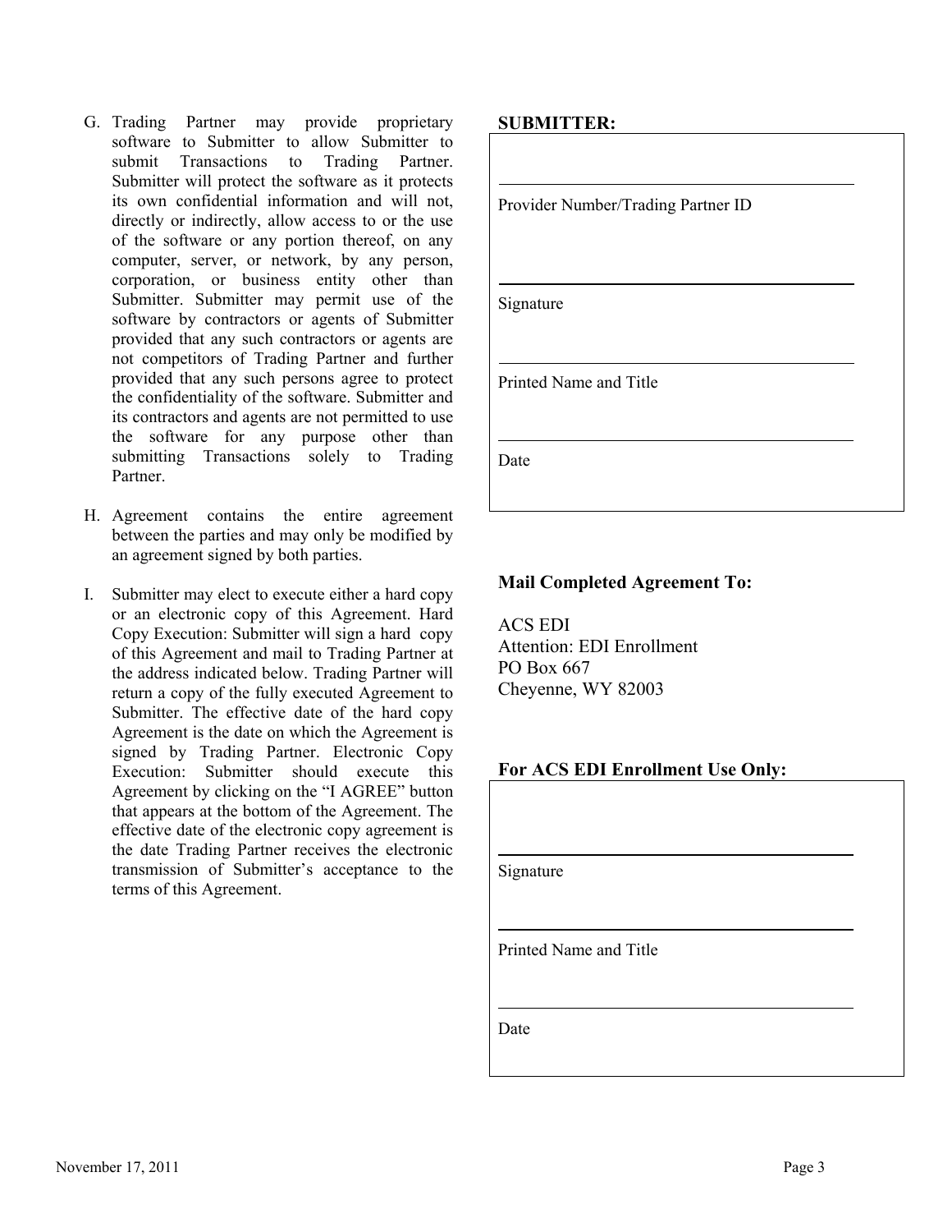G. Trading Partner may provide proprietary software to Submitter to allow Submitter to submit Transactions to Trading Partner. Submitter will protect the software as it protects its own confidential information and will not, directly or indirectly, allow access to or the use of the software or any portion thereof, on any computer, server, or network, by any person, corporation, or business entity other than Submitter. Submitter may permit use of the software by contractors or agents of Submitter provided that any such contractors or agents are not competitors of Trading Partner and further provided that any such persons agree to protect the confidentiality of the software. Submitter and its contractors and agents are not permitted to use the software for any purpose other than submitting Transactions solely to Trading Partner.

H. Agreement contains the entire agreement between the parties and may only be modified by an agreement signed by both parties.

I. Submitter may elect to execute either a hard copy or an electronic copy of this Agreement. Hard Copy Execution: Submitter will sign a hard copy of this Agreement and mail to Trading Partner at the address indicated below. Trading Partner will return a copy of the fully executed Agreement to Submitter. The effective date of the hard copy Agreement is the date on which the Agreement is signed by Trading Partner. Electronic Copy Execution: Submitter should execute this Agreement by clicking on the "I AGREE" button that appears at the bottom of the Agreement. The effective date of the electronic copy agreement is the date Trading Partner receives the electronic transmission of Submitter's acceptance to the terms of this Agreement.

**SUBMITTER:**

\_\_\_\_\_\_\_\_\_\_\_\_\_\_\_\_\_\_\_\_\_\_\_\_\_\_\_\_\_\_\_\_\_\_\_\_
Provider Number/Trading Partner ID

\_\_\_\_\_\_\_\_\_\_\_\_\_\_\_\_\_\_\_\_\_\_\_\_\_\_\_\_\_\_\_\_\_\_\_\_
Signature

\_\_\_\_\_\_\_\_\_\_\_\_\_\_\_\_\_\_\_\_\_\_\_\_\_\_\_\_\_\_\_\_\_\_\_\_
Printed Name and Title

\_\_\_\_\_\_\_\_\_\_\_\_\_\_\_\_\_\_\_\_\_\_\_\_\_\_\_\_\_\_\_\_\_\_\_\_
Date

**Mail Completed Agreement To:**

ACS EDI
Attention: EDI Enrollment
PO Box 667
Cheyenne, WY 82003

**For ACS EDI Enrollment Use Only:**

\_\_\_\_\_\_\_\_\_\_\_\_\_\_\_\_\_\_\_\_\_\_\_\_\_\_\_\_\_\_\_\_\_\_\_\_
Signature

\_\_\_\_\_\_\_\_\_\_\_\_\_\_\_\_\_\_\_\_\_\_\_\_\_\_\_\_\_\_\_\_\_\_\_\_
Printed Name and Title

\_\_\_\_\_\_\_\_\_\_\_\_\_\_\_\_\_\_\_\_\_\_\_\_\_\_\_\_\_\_\_\_\_\_\_\_
Date

November 17, 2011